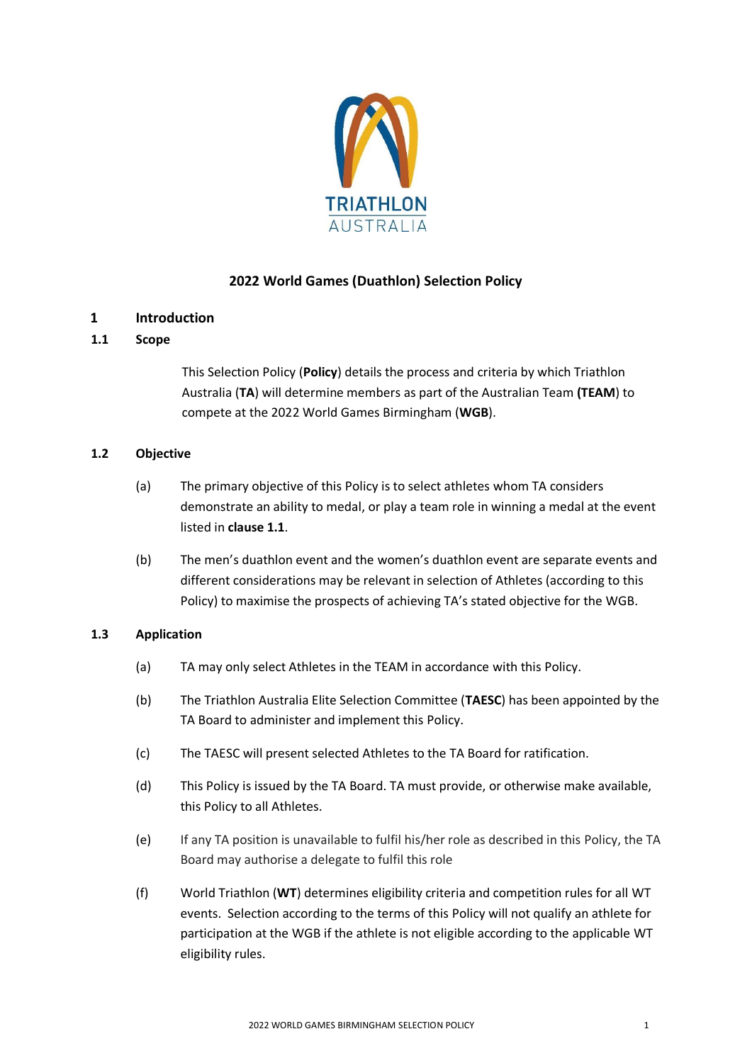# 2022 World Games (Duathlon) Selection Policy

## 1 Introduction

### 1.1 Scope

This Selection Policy (**Policy**) details the process and criteria by which Triathlon Australia (**TA**) will determine members as part of the Australian Team **(TEAM**) to compete at the 2022 World Games Birmingham (**WGB**).

### 1.2 Objective

(a) The primary objective of this Policy is to select athletes whom TA considers demonstrate an ability to medal, or play a team role in winning a medal at the event listed in **clause 1.1**.

(b) The men's duathlon event and the women's duathlon event are separate events and different considerations may be relevant in selection of Athletes (according to this Policy) to maximise the prospects of achieving TA's stated objective for the WGB.

### 1.3 Application

(a) TA may only select Athletes in the TEAM in accordance with this Policy.

(b) The Triathlon Australia Elite Selection Committee (**TAESC**) has been appointed by the TA Board to administer and implement this Policy.

(c) The TAESC will present selected Athletes to the TA Board for ratification.

(d) This Policy is issued by the TA Board. TA must provide, or otherwise make available, this Policy to all Athletes.

(e) If any TA position is unavailable to fulfil his/her role as described in this Policy, the TA Board may authorise a delegate to fulfil this role

(f) World Triathlon (**WT**) determines eligibility criteria and competition rules for all WT events. Selection according to the terms of this Policy will not qualify an athlete for participation at the WGB if the athlete is not eligible according to the applicable WT eligibility rules.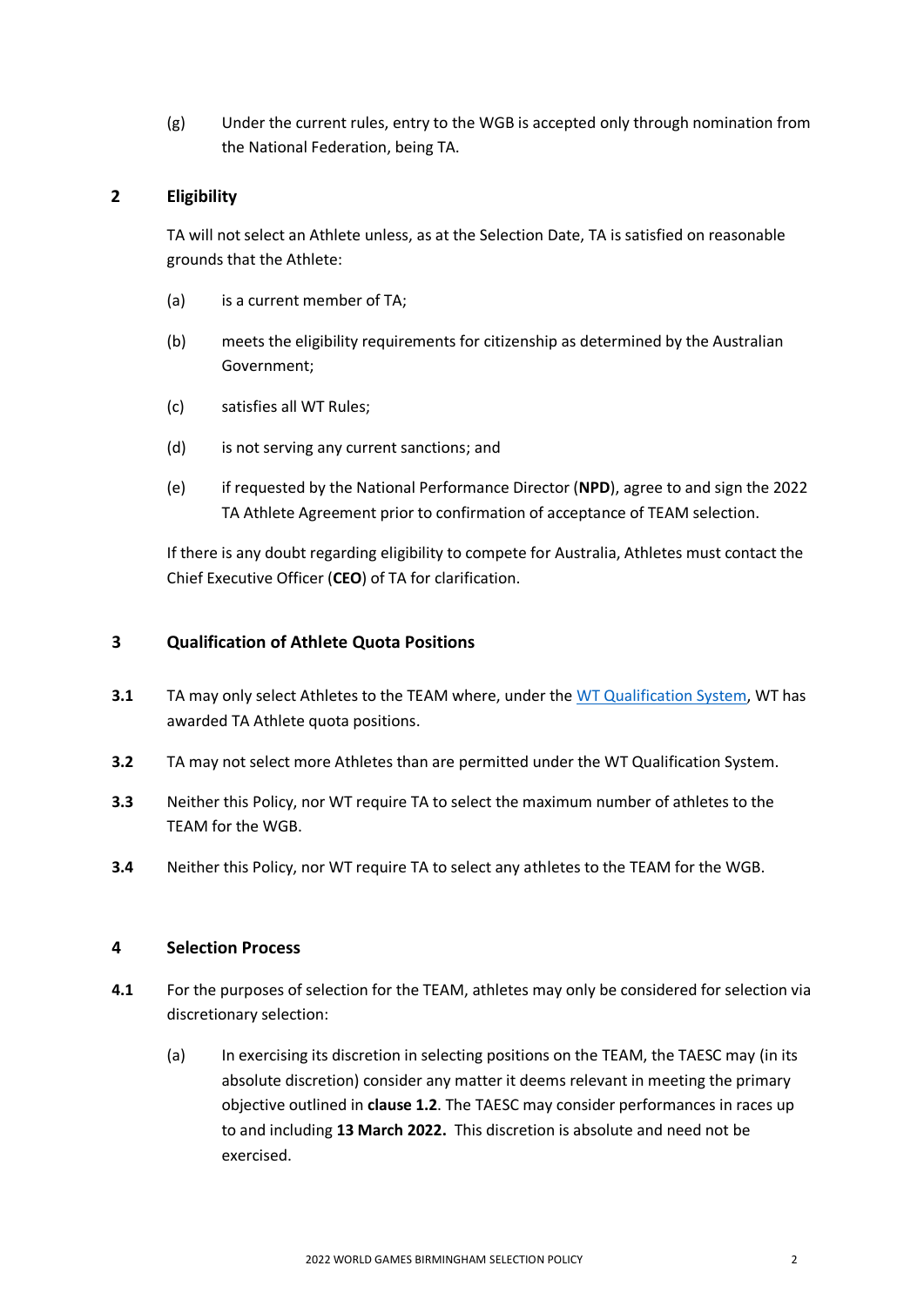(g) Under the current rules, entry to the WGB is accepted only through nomination from the National Federation, being TA.

## 2 Eligibility

TA will not select an Athlete unless, as at the Selection Date, TA is satisfied on reasonable grounds that the Athlete:

(a) is a current member of TA;

(b) meets the eligibility requirements for citizenship as determined by the Australian Government;

(c) satisfies all WT Rules;

(d) is not serving any current sanctions; and

(e) if requested by the National Performance Director (**NPD**), agree to and sign the 2022 TA Athlete Agreement prior to confirmation of acceptance of TEAM selection.

If there is any doubt regarding eligibility to compete for Australia, Athletes must contact the Chief Executive Officer (**CEO**) of TA for clarification.

## 3 Qualification of Athlete Quota Positions

**3.1** TA may only select Athletes to the TEAM where, under the WT Qualification System, WT has awarded TA Athlete quota positions.

**3.2** TA may not select more Athletes than are permitted under the WT Qualification System.

**3.3** Neither this Policy, nor WT require TA to select the maximum number of athletes to the TEAM for the WGB.

**3.4** Neither this Policy, nor WT require TA to select any athletes to the TEAM for the WGB.

## 4 Selection Process

**4.1** For the purposes of selection for the TEAM, athletes may only be considered for selection via discretionary selection:

(a) In exercising its discretion in selecting positions on the TEAM, the TAESC may (in its absolute discretion) consider any matter it deems relevant in meeting the primary objective outlined in **clause 1.2**. The TAESC may consider performances in races up to and including **13 March 2022.** This discretion is absolute and need not be exercised.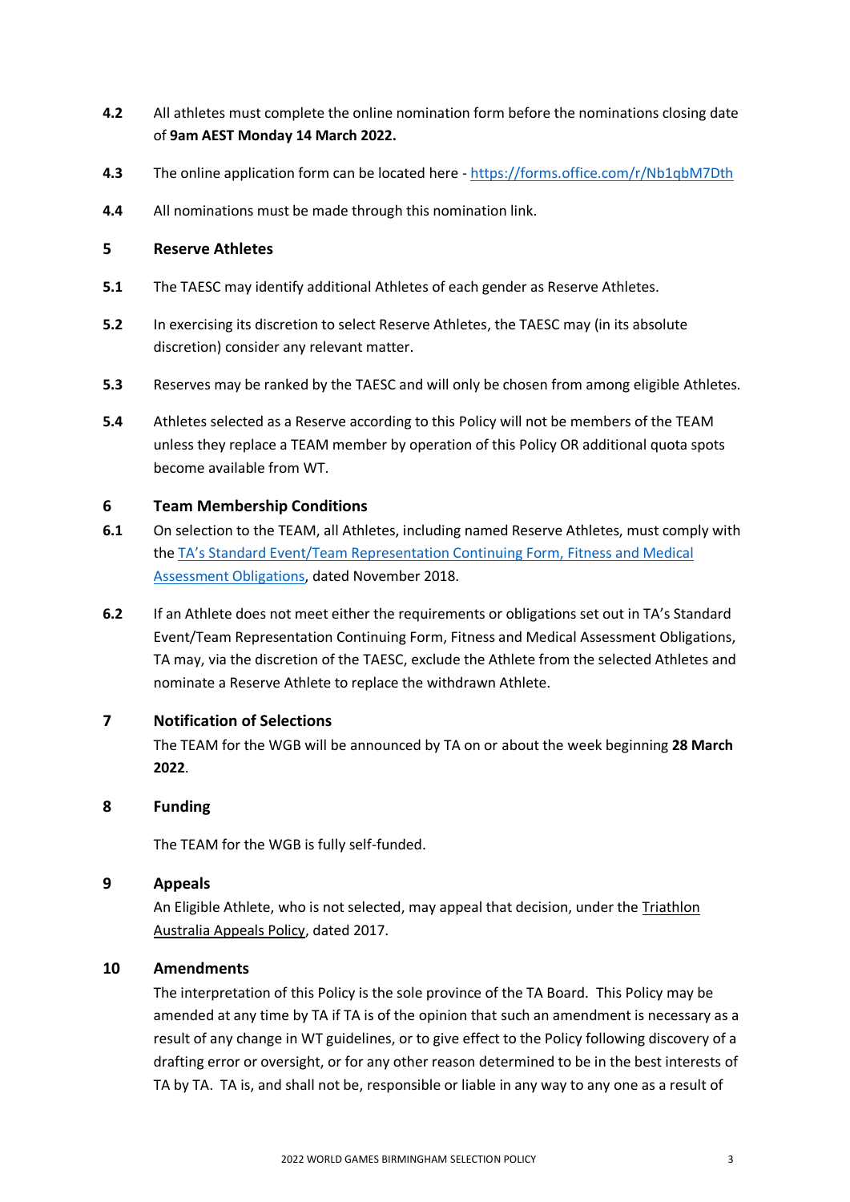**4.2** All athletes must complete the online nomination form before the nominations closing date of **9am AEST Monday 14 March 2022.**

**4.3** The online application form can be located here - [https://forms.office.com/r/Nb1qbM7Dth](https://forms.office.com/r/Nb1qbM7Dth)

**4.4** All nominations must be made through this nomination link.

## 5 Reserve Athletes

**5.1** The TAESC may identify additional Athletes of each gender as Reserve Athletes.

**5.2** In exercising its discretion to select Reserve Athletes, the TAESC may (in its absolute discretion) consider any relevant matter.

**5.3** Reserves may be ranked by the TAESC and will only be chosen from among eligible Athletes.

**5.4** Athletes selected as a Reserve according to this Policy will not be members of the TEAM unless they replace a TEAM member by operation of this Policy OR additional quota spots become available from WT.

## 6 Team Membership Conditions

**6.1** On selection to the TEAM, all Athletes, including named Reserve Athletes, must comply with the TA's Standard Event/Team Representation Continuing Form, Fitness and Medical Assessment Obligations, dated November 2018.

**6.2** If an Athlete does not meet either the requirements or obligations set out in TA's Standard Event/Team Representation Continuing Form, Fitness and Medical Assessment Obligations, TA may, via the discretion of the TAESC, exclude the Athlete from the selected Athletes and nominate a Reserve Athlete to replace the withdrawn Athlete.

## 7 Notification of Selections

The TEAM for the WGB will be announced by TA on or about the week beginning **28 March 2022**.

## 8 Funding

The TEAM for the WGB is fully self-funded.

## 9 Appeals

An Eligible Athlete, who is not selected, may appeal that decision, under the Triathlon Australia Appeals Policy, dated 2017.

## 10 Amendments

The interpretation of this Policy is the sole province of the TA Board. This Policy may be amended at any time by TA if TA is of the opinion that such an amendment is necessary as a result of any change in WT guidelines, or to give effect to the Policy following discovery of a drafting error or oversight, or for any other reason determined to be in the best interests of TA by TA. TA is, and shall not be, responsible or liable in any way to any one as a result of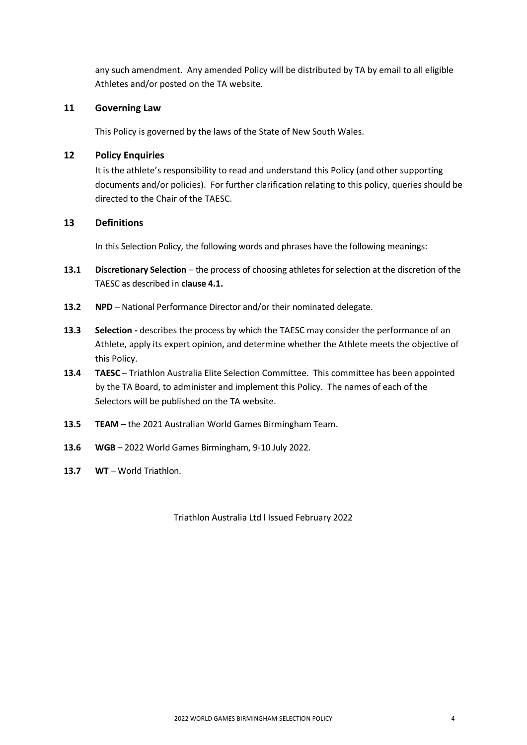any such amendment. Any amended Policy will be distributed by TA by email to all eligible Athletes and/or posted on the TA website.

## 11 Governing Law

This Policy is governed by the laws of the State of New South Wales.

## 12 Policy Enquiries

It is the athlete's responsibility to read and understand this Policy (and other supporting documents and/or policies). For further clarification relating to this policy, queries should be directed to the Chair of the TAESC.

## 13 Definitions

In this Selection Policy, the following words and phrases have the following meanings:

**13.1** **Discretionary Selection** – the process of choosing athletes for selection at the discretion of the TAESC as described in **clause 4.1.**

**13.2** **NPD** – National Performance Director and/or their nominated delegate.

**13.3** **Selection -** describes the process by which the TAESC may consider the performance of an Athlete, apply its expert opinion, and determine whether the Athlete meets the objective of this Policy.

**13.4** **TAESC** – Triathlon Australia Elite Selection Committee. This committee has been appointed by the TA Board, to administer and implement this Policy. The names of each of the Selectors will be published on the TA website.

**13.5** **TEAM** – the 2021 Australian World Games Birmingham Team.

**13.6** **WGB** – 2022 World Games Birmingham, 9-10 July 2022.

**13.7** **WT** – World Triathlon.

Triathlon Australia Ltd l Issued February 2022